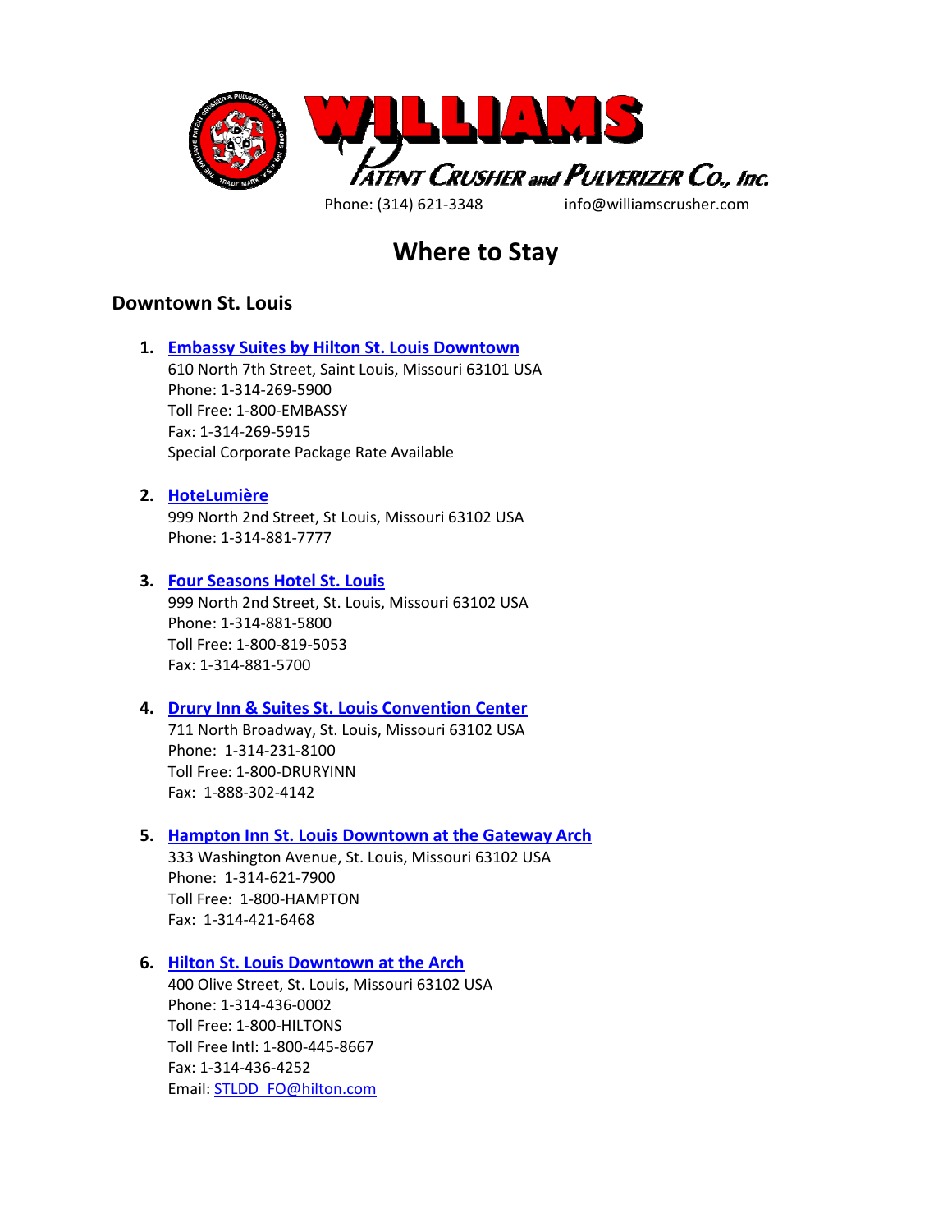# WILLIAMS

*PATENT CRUSHER and PULVERIZER CO., INC.*

Phone: (314) 621-3348 info@williamscrusher.com

# Where to Stay

## Downtown St. Louis

1. **Embassy Suites by Hilton St. Louis Downtown**
   610 North 7th Street, Saint Louis, Missouri 63101 USA
   Phone: 1-314-269-5900
   Toll Free: 1-800-EMBASSY
   Fax: 1-314-269-5915
   Special Corporate Package Rate Available

2. **HoteLumière**
   999 North 2nd Street, St Louis, Missouri 63102 USA
   Phone: 1-314-881-7777

3. **Four Seasons Hotel St. Louis**
   999 North 2nd Street, St. Louis, Missouri 63102 USA
   Phone: 1-314-881-5800
   Toll Free: 1-800-819-5053
   Fax: 1-314-881-5700

4. **Drury Inn & Suites St. Louis Convention Center**
   711 North Broadway, St. Louis, Missouri 63102 USA
   Phone: 1-314-231-8100
   Toll Free: 1-800-DRURYINN
   Fax: 1-888-302-4142

5. **Hampton Inn St. Louis Downtown at the Gateway Arch**
   333 Washington Avenue, St. Louis, Missouri 63102 USA
   Phone: 1-314-621-7900
   Toll Free: 1-800-HAMPTON
   Fax: 1-314-421-6468

6. **Hilton St. Louis Downtown at the Arch**
   400 Olive Street, St. Louis, Missouri 63102 USA
   Phone: 1-314-436-0002
   Toll Free: 1-800-HILTONS
   Toll Free Intl: 1-800-445-8667
   Fax: 1-314-436-4252
   Email: STLDD_FO@hilton.com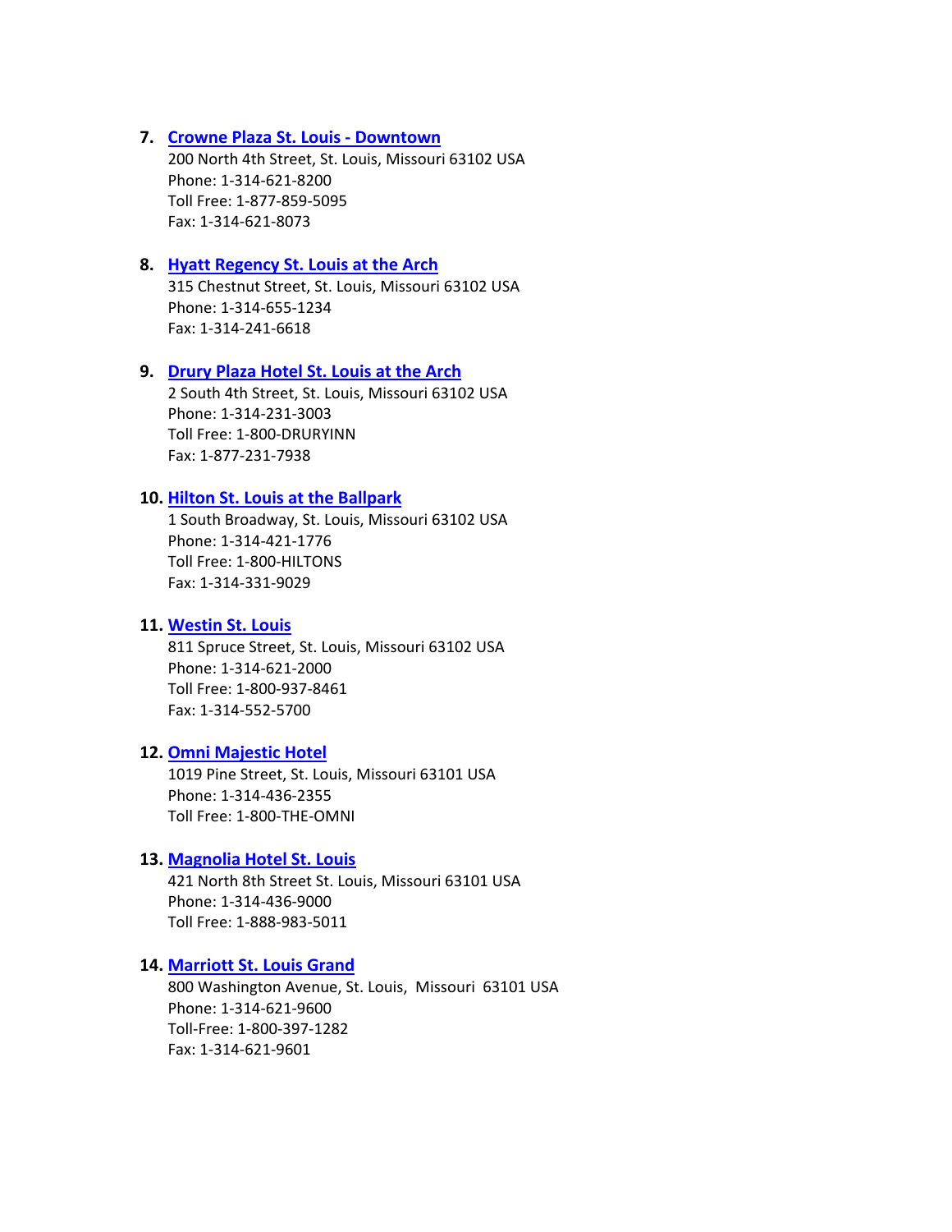7. **Crowne Plaza St. Louis - Downtown**
   200 North 4th Street, St. Louis, Missouri 63102 USA
   Phone: 1-314-621-8200
   Toll Free: 1-877-859-5095
   Fax: 1-314-621-8073

8. **Hyatt Regency St. Louis at the Arch**
   315 Chestnut Street, St. Louis, Missouri 63102 USA
   Phone: 1-314-655-1234
   Fax: 1-314-241-6618

9. **Drury Plaza Hotel St. Louis at the Arch**
   2 South 4th Street, St. Louis, Missouri 63102 USA
   Phone: 1-314-231-3003
   Toll Free: 1-800-DRURYINN
   Fax: 1-877-231-7938

10. **Hilton St. Louis at the Ballpark**
    1 South Broadway, St. Louis, Missouri 63102 USA
    Phone: 1-314-421-1776
    Toll Free: 1-800-HILTONS
    Fax: 1-314-331-9029

11. **Westin St. Louis**
    811 Spruce Street, St. Louis, Missouri 63102 USA
    Phone: 1-314-621-2000
    Toll Free: 1-800-937-8461
    Fax: 1-314-552-5700

12. **Omni Majestic Hotel**
    1019 Pine Street, St. Louis, Missouri 63101 USA
    Phone: 1-314-436-2355
    Toll Free: 1-800-THE-OMNI

13. **Magnolia Hotel St. Louis**
    421 North 8th Street St. Louis, Missouri 63101 USA
    Phone: 1-314-436-9000
    Toll Free: 1-888-983-5011

14. **Marriott St. Louis Grand**
    800 Washington Avenue, St. Louis, Missouri 63101 USA
    Phone: 1-314-621-9600
    Toll-Free: 1-800-397-1282
    Fax: 1-314-621-9601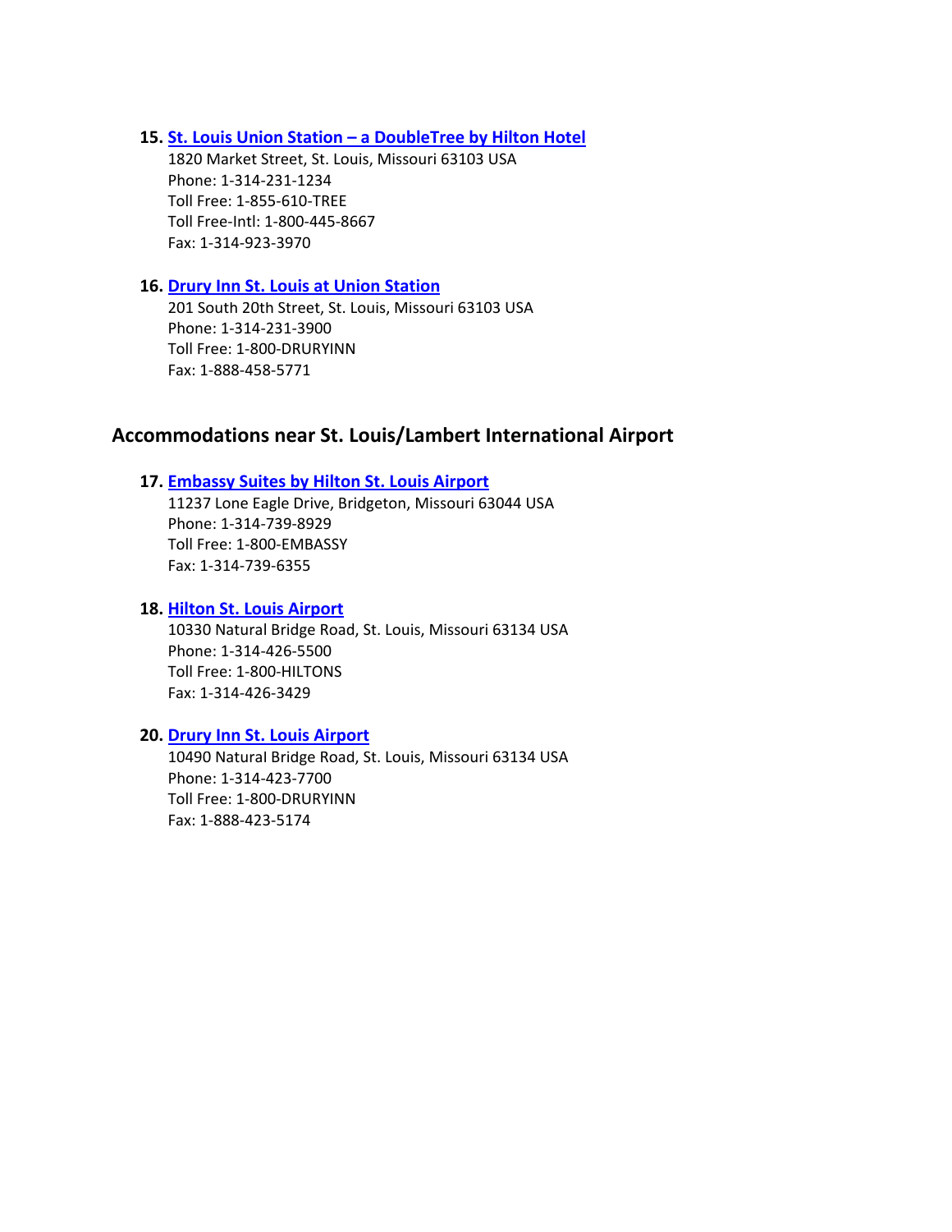15. **St. Louis Union Station – a DoubleTree by Hilton Hotel**
    1820 Market Street, St. Louis, Missouri 63103 USA
    Phone: 1-314-231-1234
    Toll Free: 1-855-610-TREE
    Toll Free-Intl: 1-800-445-8667
    Fax: 1-314-923-3970

16. **Drury Inn St. Louis at Union Station**
    201 South 20th Street, St. Louis, Missouri 63103 USA
    Phone: 1-314-231-3900
    Toll Free: 1-800-DRURYINN
    Fax: 1-888-458-5771

## Accommodations near St. Louis/Lambert International Airport

17. **Embassy Suites by Hilton St. Louis Airport**
    11237 Lone Eagle Drive, Bridgeton, Missouri 63044 USA
    Phone: 1-314-739-8929
    Toll Free: 1-800-EMBASSY
    Fax: 1-314-739-6355

18. **Hilton St. Louis Airport**
    10330 Natural Bridge Road, St. Louis, Missouri 63134 USA
    Phone: 1-314-426-5500
    Toll Free: 1-800-HILTONS
    Fax: 1-314-426-3429

20. **Drury Inn St. Louis Airport**
    10490 Natural Bridge Road, St. Louis, Missouri 63134 USA
    Phone: 1-314-423-7700
    Toll Free: 1-800-DRURYINN
    Fax: 1-888-423-5174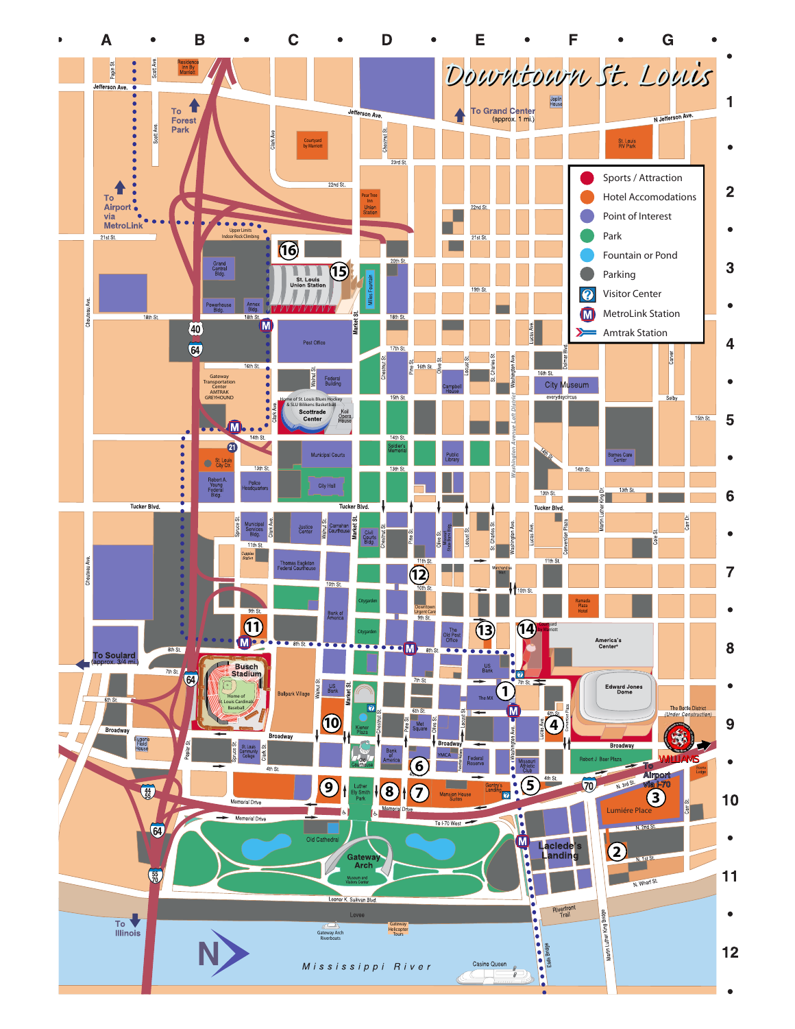# Downtown St. Louis

- Sports / Attraction
- Hotel Accomodations
- Point of Interest
- Park
- Fountain or Pond
- Parking
- Visitor Center
- MetroLink Station
- Amtrak Station